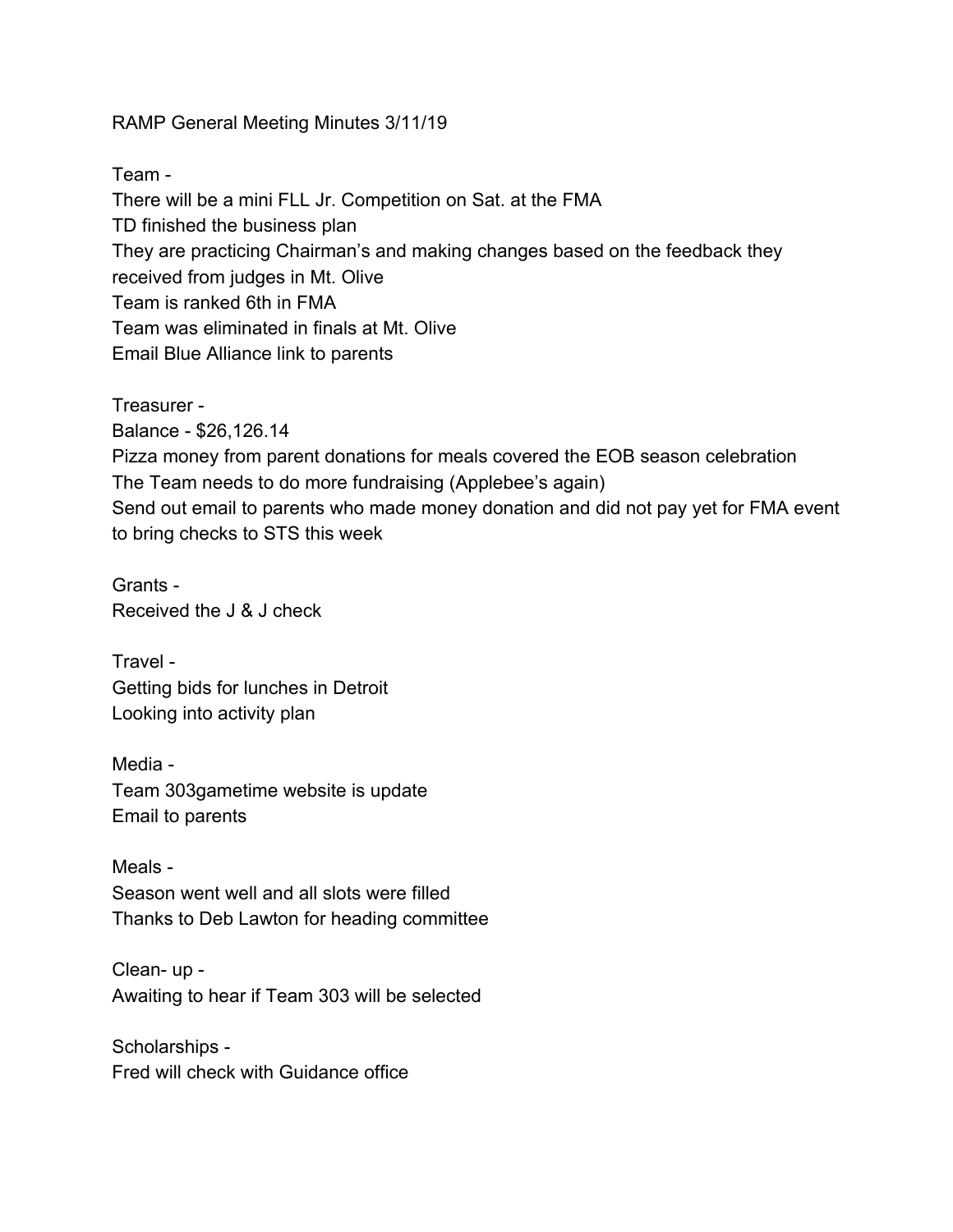RAMP General Meeting Minutes 3/11/19

Team -
There will be a mini FLL Jr. Competition on Sat. at the FMA
TD finished the business plan
They are practicing Chairman's and making changes based on the feedback they received from judges in Mt. Olive
Team is ranked 6th in FMA
Team was eliminated in finals at Mt. Olive
Email Blue Alliance link to parents

Treasurer -
Balance - $26,126.14
Pizza money from parent donations for meals covered the EOB season celebration
The Team needs to do more fundraising (Applebee's again)
Send out email to parents who made money donation and did not pay yet for FMA event to bring checks to STS this week

Grants -
Received the J & J check

Travel -
Getting bids for lunches in Detroit
Looking into activity plan

Media -
Team 303gametime website is update
Email to parents

Meals -
Season went well and all slots were filled
Thanks to Deb Lawton for heading committee

Clean- up -
Awaiting to hear if Team 303 will be selected

Scholarships -
Fred will check with Guidance office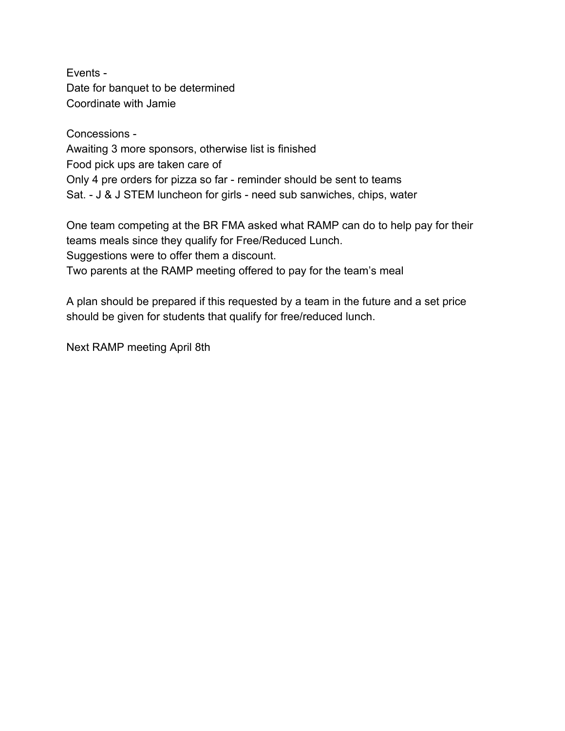Events -
Date for banquet to be determined
Coordinate with Jamie

Concessions -
Awaiting 3 more sponsors, otherwise list is finished
Food pick ups are taken care of
Only 4 pre orders for pizza so far - reminder should be sent to teams
Sat. - J & J STEM luncheon for girls - need sub sanwiches, chips, water

One team competing at the BR FMA asked what RAMP can do to help pay for their teams meals since they qualify for Free/Reduced Lunch.
Suggestions were to offer them a discount.
Two parents at the RAMP meeting offered to pay for the team's meal

A plan should be prepared if this requested by a team in the future and a set price should be given for students that qualify for free/reduced lunch.

Next RAMP meeting April 8th